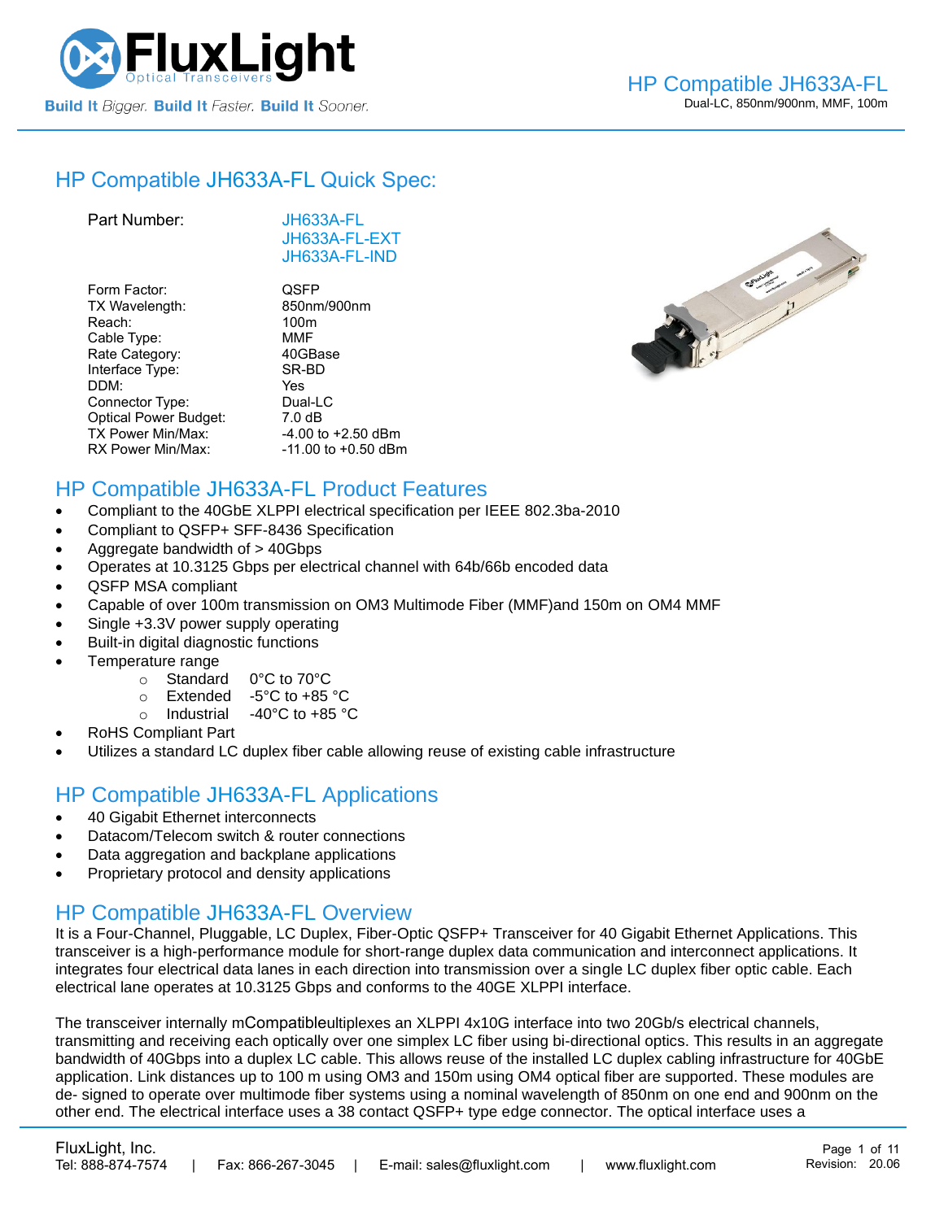# HP Compatible JH633A-FL Quick Spec:

| | |
|---|---|
| Part Number: | JH633A-FL<br>JH633A-FL-EXT<br>JH633A-FL-IND |
| Form Factor: | QSFP |
| TX Wavelength: | 850nm/900nm |
| Reach: | 100m |
| Cable Type: | MMF |
| Rate Category: | 40GBase |
| Interface Type: | SR-BD |
| DDM: | Yes |
| Connector Type: | Dual-LC |
| Optical Power Budget: | 7.0 dB |
| TX Power Min/Max: | -4.00 to +2.50 dBm |
| RX Power Min/Max: | -11.00 to +0.50 dBm |

## HP Compatible JH633A-FL Product Features

- Compliant to the 40GbE XLPPI electrical specification per IEEE 802.3ba-2010
- Compliant to QSFP+ SFF-8436 Specification
- Aggregate bandwidth of > 40Gbps
- Operates at 10.3125 Gbps per electrical channel with 64b/66b encoded data
- QSFP MSA compliant
- Capable of over 100m transmission on OM3 Multimode Fiber (MMF)and 150m on OM4 MMF
- Single +3.3V power supply operating
- Built-in digital diagnostic functions
- Temperature range
  - Standard 0°C to 70°C
  - Extended -5°C to +85 °C
  - Industrial -40°C to +85 °C
- RoHS Compliant Part
- Utilizes a standard LC duplex fiber cable allowing reuse of existing cable infrastructure

## HP Compatible JH633A-FL Applications

- 40 Gigabit Ethernet interconnects
- Datacom/Telecom switch & router connections
- Data aggregation and backplane applications
- Proprietary protocol and density applications

## HP Compatible JH633A-FL Overview

It is a Four-Channel, Pluggable, LC Duplex, Fiber-Optic QSFP+ Transceiver for 40 Gigabit Ethernet Applications. This transceiver is a high-performance module for short-range duplex data communication and interconnect applications. It integrates four electrical data lanes in each direction into transmission over a single LC duplex fiber optic cable. Each electrical lane operates at 10.3125 Gbps and conforms to the 40GE XLPPI interface.

The transceiver internally mCompatibleultiplexes an XLPPI 4x10G interface into two 20Gb/s electrical channels, transmitting and receiving each optically over one simplex LC fiber using bi-directional optics. This results in an aggregate bandwidth of 40Gbps into a duplex LC cable. This allows reuse of the installed LC duplex cabling infrastructure for 40GbE application. Link distances up to 100 m using OM3 and 150m using OM4 optical fiber are supported. These modules are de- signed to operate over multimode fiber systems using a nominal wavelength of 850nm on one end and 900nm on the other end. The electrical interface uses a 38 contact QSFP+ type edge connector. The optical interface uses a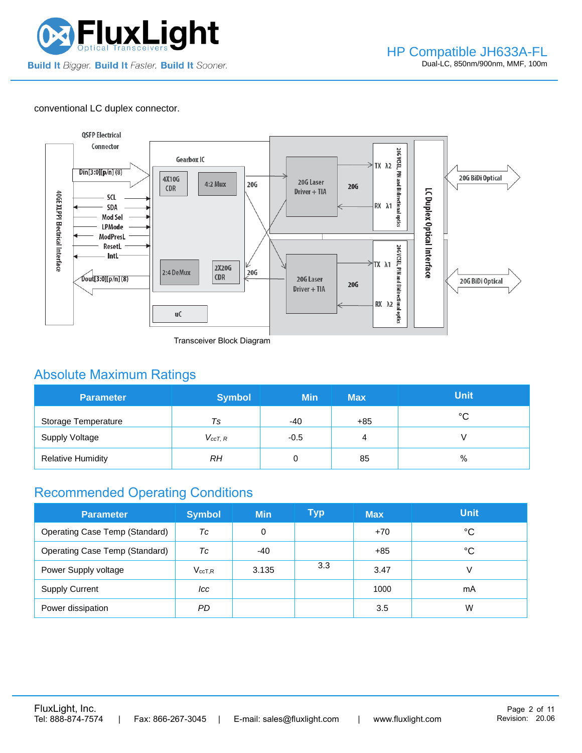conventional LC duplex connector.

Transceiver Block Diagram

## Absolute Maximum Ratings

| Parameter | Symbol | Min | Max | Unit |
|---|---|---|---|---|
| Storage Temperature | *Ts* | -40 | +85 | °C |
| Supply Voltage | $V_{ccT, R}$ | -0.5 | 4 | V |
| Relative Humidity | *RH* | 0 | 85 | % |

## Recommended Operating Conditions

| Parameter | Symbol | Min | Typ | Max | Unit |
|---|---|---|---|---|---|
| Operating Case Temp (Standard) | *Tc* | 0 | | +70 | °C |
| Operating Case Temp (Standard) | *Tc* | -40 | | +85 | °C |
| Power Supply voltage | $V_{ccT,R}$ | 3.135 | 3.3 | 3.47 | V |
| Supply Current | *Icc* | | | 1000 | mA |
| Power dissipation | *PD* | | | 3.5 | W |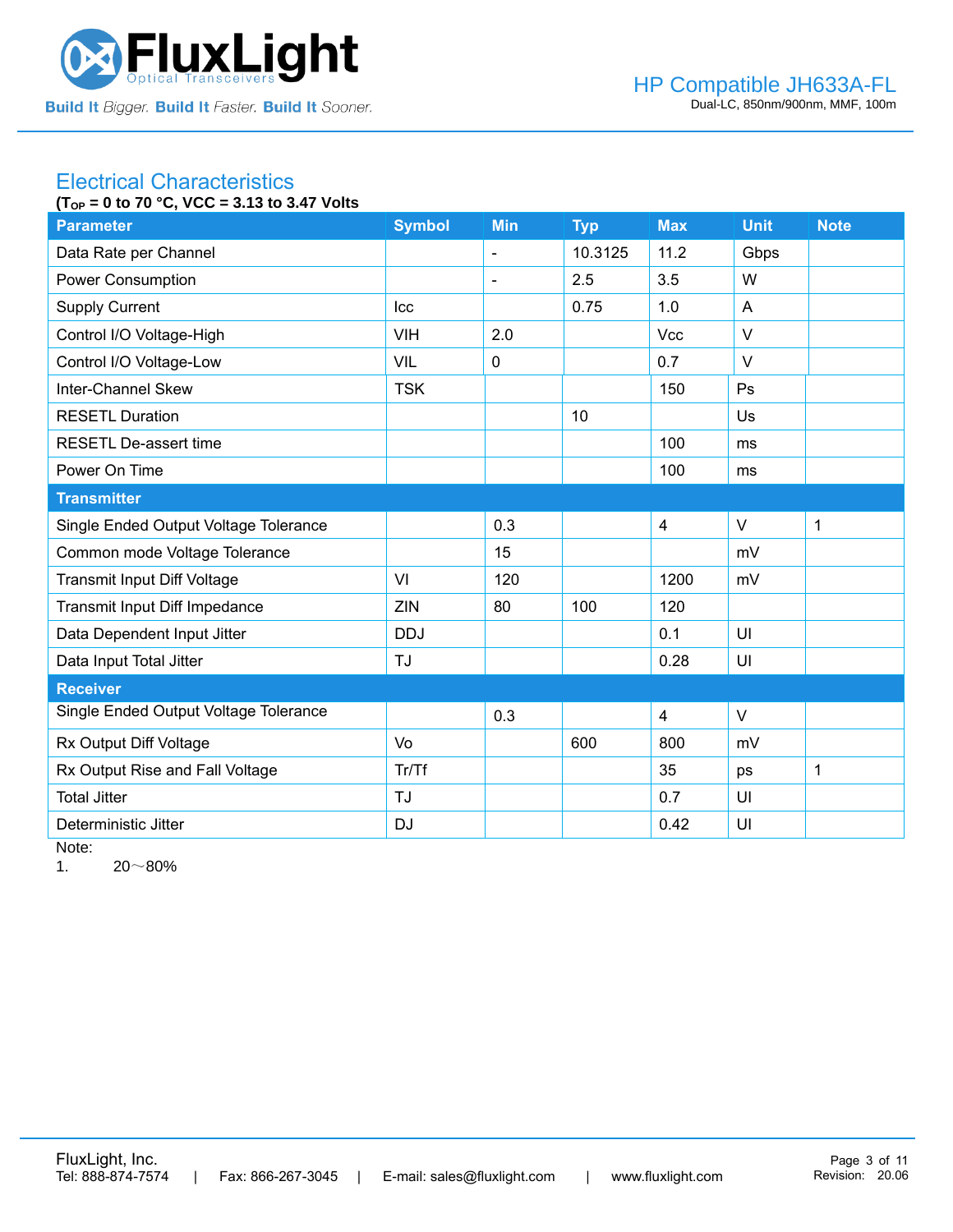## Electrical Characteristics

**($T_{OP}$ = 0 to 70 °C, VCC = 3.13 to 3.47 Volts**

| Parameter | Symbol | Min | Typ | Max | Unit | Note |
|---|---|---|---|---|---|---|
| Data Rate per Channel | | - | 10.3125 | 11.2 | Gbps | |
| Power Consumption | | - | 2.5 | 3.5 | W | |
| Supply Current | Icc | | 0.75 | 1.0 | A | |
| Control I/O Voltage-High | VIH | 2.0 | | Vcc | V | |
| Control I/O Voltage-Low | VIL | 0 | | 0.7 | V | |
| Inter-Channel Skew | TSK | | | 150 | Ps | |
| RESETL Duration | | | 10 | | Us | |
| RESETL De-assert time | | | | 100 | ms | |
| Power On Time | | | | 100 | ms | |
| **Transmitter** | | | | | | |
| Single Ended Output Voltage Tolerance | | 0.3 | | 4 | V | 1 |
| Common mode Voltage Tolerance | | 15 | | | mV | |
| Transmit Input Diff Voltage | VI | 120 | | 1200 | mV | |
| Transmit Input Diff Impedance | ZIN | 80 | 100 | 120 | | |
| Data Dependent Input Jitter | DDJ | | | 0.1 | UI | |
| Data Input Total Jitter | TJ | | | 0.28 | UI | |
| **Receiver** | | | | | | |
| Single Ended Output Voltage Tolerance | | 0.3 | | 4 | V | |
| Rx Output Diff Voltage | Vo | | 600 | 800 | mV | |
| Rx Output Rise and Fall Voltage | Tr/Tf | | | 35 | ps | 1 |
| Total Jitter | TJ | | | 0.7 | UI | |
| Deterministic Jitter | DJ | | | 0.42 | UI | |

Note:

1. 20～80%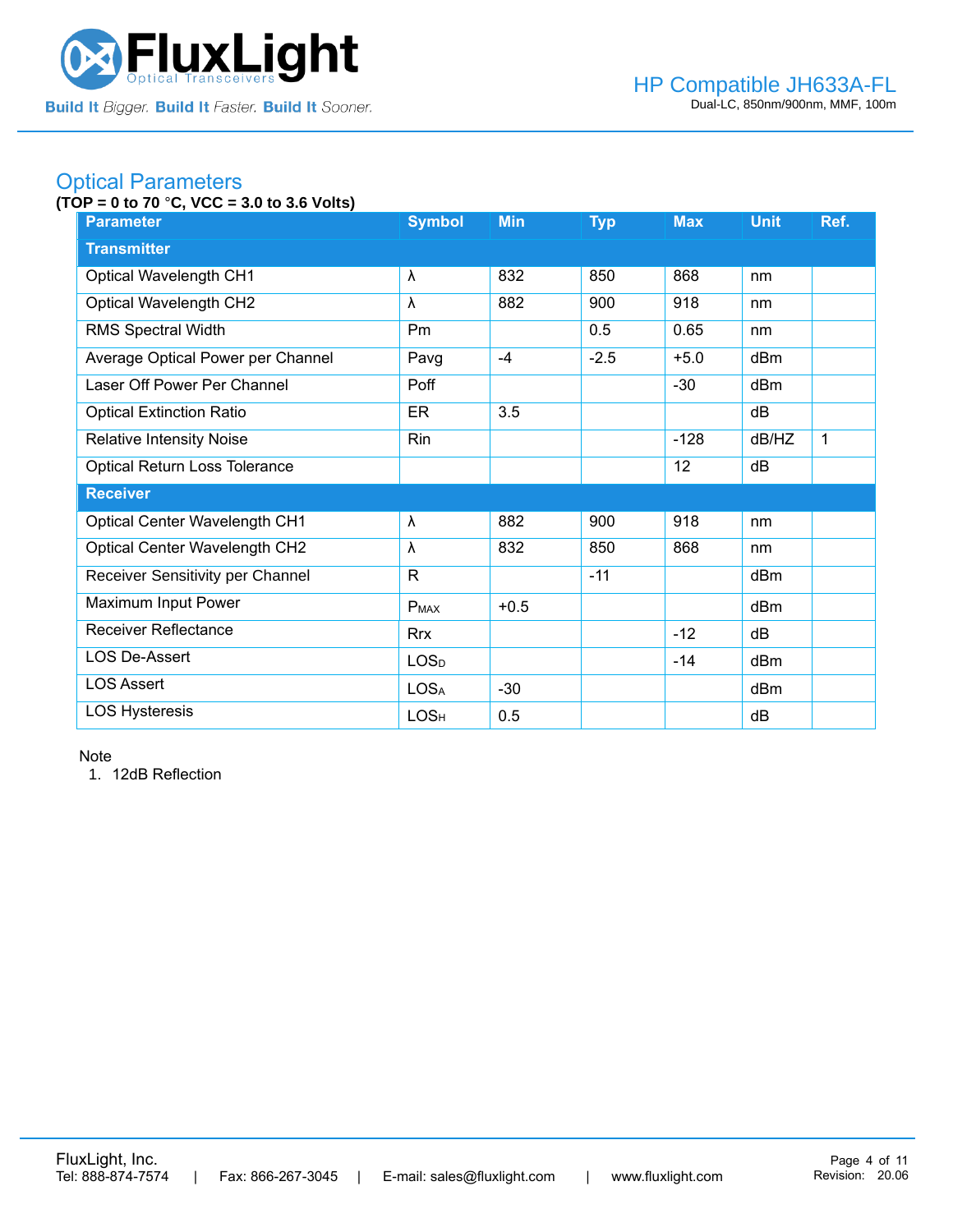## Optical Parameters

**(TOP = 0 to 70 °C, VCC = 3.0 to 3.6 Volts)**

| Parameter | Symbol | Min | Typ | Max | Unit | Ref. |
|---|---|---|---|---|---|---|
| **Transmitter** | | | | | | |
| Optical Wavelength CH1 | λ | 832 | 850 | 868 | nm | |
| Optical Wavelength CH2 | λ | 882 | 900 | 918 | nm | |
| RMS Spectral Width | Pm | | 0.5 | 0.65 | nm | |
| Average Optical Power per Channel | Pavg | -4 | -2.5 | +5.0 | dBm | |
| Laser Off Power Per Channel | Poff | | | -30 | dBm | |
| Optical Extinction Ratio | ER | 3.5 | | | dB | |
| Relative Intensity Noise | Rin | | | -128 | dB/HZ | 1 |
| Optical Return Loss Tolerance | | | | 12 | dB | |
| **Receiver** | | | | | | |
| Optical Center Wavelength CH1 | λ | 882 | 900 | 918 | nm | |
| Optical Center Wavelength CH2 | λ | 832 | 850 | 868 | nm | |
| Receiver Sensitivity per Channel | R | | -11 | | dBm | |
| Maximum Input Power | $P_{MAX}$ | +0.5 | | | dBm | |
| Receiver Reflectance | Rrx | | | -12 | dB | |
| LOS De-Assert | $LOS_D$ | | | -14 | dBm | |
| LOS Assert | $LOS_A$ | -30 | | | dBm | |
| LOS Hysteresis | $LOS_H$ | 0.5 | | | dB | |

Note

1. 12dB Reflection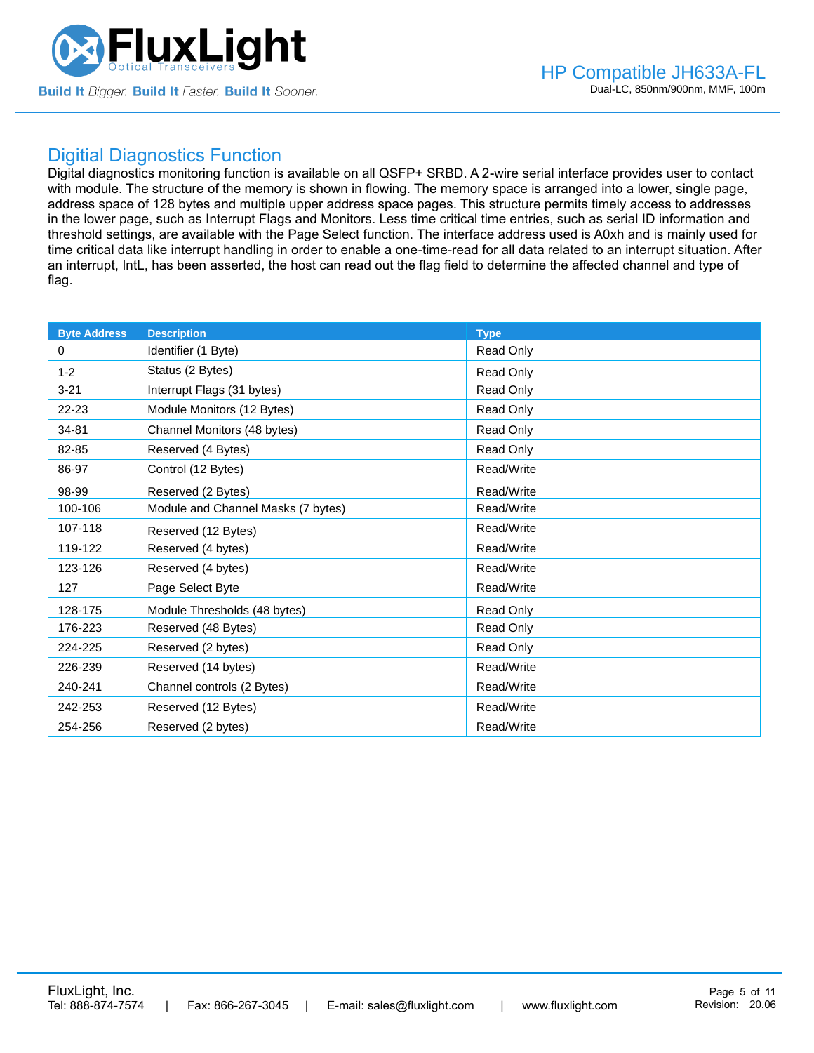## Digitial Diagnostics Function

Digital diagnostics monitoring function is available on all QSFP+ SRBD. A 2-wire serial interface provides user to contact with module. The structure of the memory is shown in flowing. The memory space is arranged into a lower, single page, address space of 128 bytes and multiple upper address space pages. This structure permits timely access to addresses in the lower page, such as Interrupt Flags and Monitors. Less time critical time entries, such as serial ID information and threshold settings, are available with the Page Select function. The interface address used is A0xh and is mainly used for time critical data like interrupt handling in order to enable a one-time-read for all data related to an interrupt situation. After an interrupt, IntL, has been asserted, the host can read out the flag field to determine the affected channel and type of flag.

| Byte Address | Description | Type |
|---|---|---|
| 0 | Identifier (1 Byte) | Read Only |
| 1-2 | Status (2 Bytes) | Read Only |
| 3-21 | Interrupt Flags (31 bytes) | Read Only |
| 22-23 | Module Monitors (12 Bytes) | Read Only |
| 34-81 | Channel Monitors (48 bytes) | Read Only |
| 82-85 | Reserved (4 Bytes) | Read Only |
| 86-97 | Control (12 Bytes) | Read/Write |
| 98-99 | Reserved (2 Bytes) | Read/Write |
| 100-106 | Module and Channel Masks (7 bytes) | Read/Write |
| 107-118 | Reserved (12 Bytes) | Read/Write |
| 119-122 | Reserved (4 bytes) | Read/Write |
| 123-126 | Reserved (4 bytes) | Read/Write |
| 127 | Page Select Byte | Read/Write |
| 128-175 | Module Thresholds (48 bytes) | Read Only |
| 176-223 | Reserved (48 Bytes) | Read Only |
| 224-225 | Reserved (2 bytes) | Read Only |
| 226-239 | Reserved (14 bytes) | Read/Write |
| 240-241 | Channel controls (2 Bytes) | Read/Write |
| 242-253 | Reserved (12 Bytes) | Read/Write |
| 254-256 | Reserved (2 bytes) | Read/Write |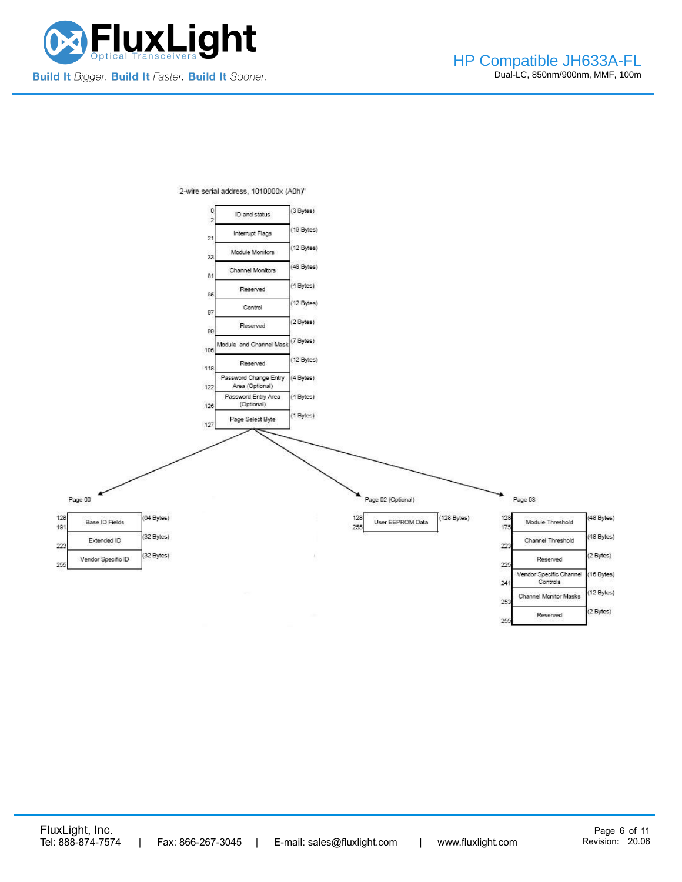2-wire serial address, 1010000x (A0h)"

| Address | Field | Size |
|---|---|---|
| 0–2 | ID and status | (3 Bytes) |
| 21 | Interrupt Flags | (19 Bytes) |
| 33 | Module Monitors | (12 Bytes) |
| 81 | Channel Monitors | (48 Bytes) |
| 85 | Reserved | (4 Bytes) |
| 97 | Control | (12 Bytes) |
| 99 | Reserved | (2 Bytes) |
| 106 | Module and Channel Mask | (7 Bytes) |
| 118 | Reserved | (12 Bytes) |
| 122 | Password Change Entry Area (Optional) | (4 Bytes) |
| 126 | Password Entry Area (Optional) | (4 Bytes) |
| 127 | Page Select Byte | (1 Bytes) |

Page 00

| Address | Field | Size |
|---|---|---|
| 128–191 | Base ID Fields | (64 Bytes) |
| 223 | Extended ID | (32 Bytes) |
| 255 | Vendor Specific ID | (32 Bytes) |

Page 02 (Optional)

| Address | Field | Size |
|---|---|---|
| 128–255 | User EEPROM Data | (128 Bytes) |

Page 03

| Address | Field | Size |
|---|---|---|
| 128–175 | Module Threshold | (48 Bytes) |
| 223 | Channel Threshold | (48 Bytes) |
| 225 | Reserved | (2 Bytes) |
| 241 | Vendor Specific Channel Controls | (16 Bytes) |
| 253 | Channel Monitor Masks | (12 Bytes) |
| 255 | Reserved | (2 Bytes) |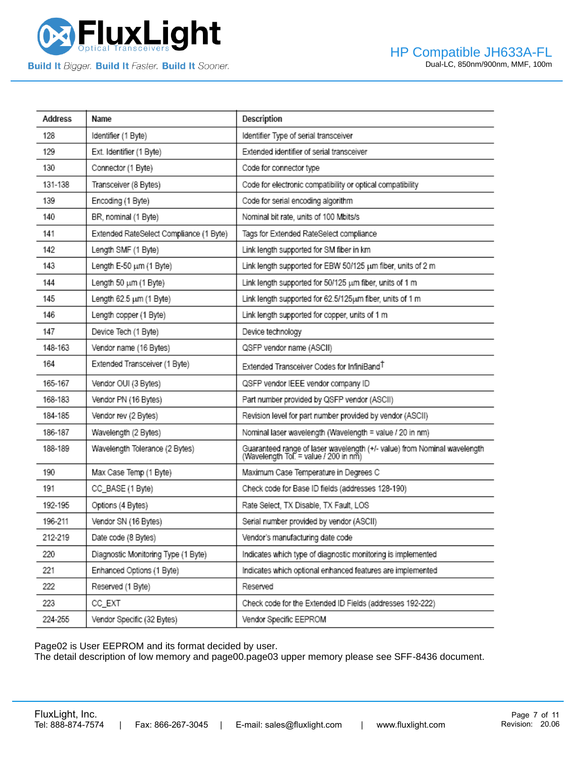| Address | Name | Description |
|---|---|---|
| 128 | Identifier (1 Byte) | Identifier Type of serial transceiver |
| 129 | Ext. Identifier (1 Byte) | Extended identifier of serial transceiver |
| 130 | Connector (1 Byte) | Code for connector type |
| 131-138 | Transceiver (8 Bytes) | Code for electronic compatibility or optical compatibility |
| 139 | Encoding (1 Byte) | Code for serial encoding algorithm |
| 140 | BR, nominal (1 Byte) | Nominal bit rate, units of 100 Mbits/s |
| 141 | Extended RateSelect Compliance (1 Byte) | Tags for Extended RateSelect compliance |
| 142 | Length SMF (1 Byte) | Link length supported for SM fiber in km |
| 143 | Length E-50 μm (1 Byte) | Link length supported for EBW 50/125 μm fiber, units of 2 m |
| 144 | Length 50 μm (1 Byte) | Link length supported for 50/125 μm fiber, units of 1 m |
| 145 | Length 62.5 μm (1 Byte) | Link length supported for 62.5/125μm fiber, units of 1 m |
| 146 | Length copper (1 Byte) | Link length supported for copper, units of 1 m |
| 147 | Device Tech (1 Byte) | Device technology |
| 148-163 | Vendor name (16 Bytes) | QSFP vendor name (ASCII) |
| 164 | Extended Transceiver (1 Byte) | Extended Transceiver Codes for InfiniBand† |
| 165-167 | Vendor OUI (3 Bytes) | QSFP vendor IEEE vendor company ID |
| 168-183 | Vendor PN (16 Bytes) | Part number provided by QSFP vendor (ASCII) |
| 184-185 | Vendor rev (2 Bytes) | Revision level for part number provided by vendor (ASCII) |
| 186-187 | Wavelength (2 Bytes) | Nominal laser wavelength (Wavelength = value / 20 in nm) |
| 188-189 | Wavelength Tolerance (2 Bytes) | Guaranteed range of laser wavelength (+/- value) from Nominal wavelength (Wavelength Tol. = value / 200 in nm) |
| 190 | Max Case Temp (1 Byte) | Maximum Case Temperature in Degrees C |
| 191 | CC_BASE (1 Byte) | Check code for Base ID fields (addresses 128-190) |
| 192-195 | Options (4 Bytes) | Rate Select, TX Disable, TX Fault, LOS |
| 196-211 | Vendor SN (16 Bytes) | Serial number provided by vendor (ASCII) |
| 212-219 | Date code (8 Bytes) | Vendor's manufacturing date code |
| 220 | Diagnostic Monitoring Type (1 Byte) | Indicates which type of diagnostic monitoring is implemented |
| 221 | Enhanced Options (1 Byte) | Indicates which optional enhanced features are implemented |
| 222 | Reserved (1 Byte) | Reserved |
| 223 | CC_EXT | Check code for the Extended ID Fields (addresses 192-222) |
| 224-255 | Vendor Specific (32 Bytes) | Vendor Specific EEPROM |

Page02 is User EEPROM and its format decided by user.
The detail description of low memory and page00.page03 upper memory please see SFF-8436 document.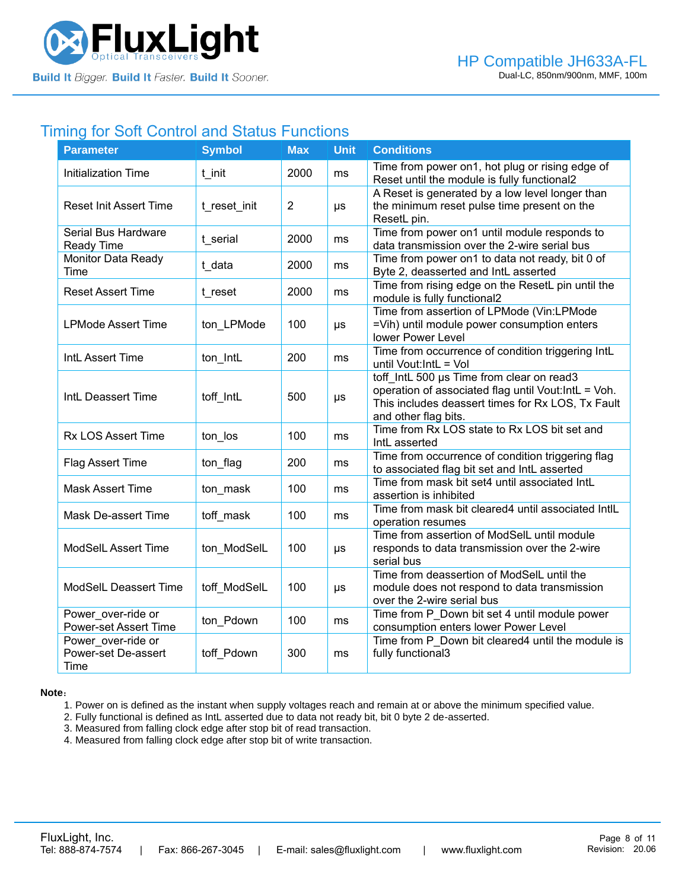## Timing for Soft Control and Status Functions

| Parameter | Symbol | Max | Unit | Conditions |
|---|---|---|---|---|
| Initialization Time | t_init | 2000 | ms | Time from power on1, hot plug or rising edge of Reset until the module is fully functional2 |
| Reset Init Assert Time | t_reset_init | 2 | μs | A Reset is generated by a low level longer than the minimum reset pulse time present on the ResetL pin. |
| Serial Bus Hardware Ready Time | t_serial | 2000 | ms | Time from power on1 until module responds to data transmission over the 2-wire serial bus |
| Monitor Data Ready Time | t_data | 2000 | ms | Time from power on1 to data not ready, bit 0 of Byte 2, deasserted and IntL asserted |
| Reset Assert Time | t_reset | 2000 | ms | Time from rising edge on the ResetL pin until the module is fully functional2 |
| LPMode Assert Time | ton_LPMode | 100 | μs | Time from assertion of LPMode (Vin:LPMode =Vih) until module power consumption enters lower Power Level |
| IntL Assert Time | ton_IntL | 200 | ms | Time from occurrence of condition triggering IntL until Vout:IntL = Vol |
| IntL Deassert Time | toff_IntL | 500 | μs | toff_IntL 500 μs Time from clear on read3 operation of associated flag until Vout:IntL = Voh. This includes deassert times for Rx LOS, Tx Fault and other flag bits. |
| Rx LOS Assert Time | ton_los | 100 | ms | Time from Rx LOS state to Rx LOS bit set and IntL asserted |
| Flag Assert Time | ton_flag | 200 | ms | Time from occurrence of condition triggering flag to associated flag bit set and IntL asserted |
| Mask Assert Time | ton_mask | 100 | ms | Time from mask bit set4 until associated IntL assertion is inhibited |
| Mask De-assert Time | toff_mask | 100 | ms | Time from mask bit cleared4 until associated IntlL operation resumes |
| ModSelL Assert Time | ton_ModSelL | 100 | μs | Time from assertion of ModSelL until module responds to data transmission over the 2-wire serial bus |
| ModSelL Deassert Time | toff_ModSelL | 100 | μs | Time from deassertion of ModSelL until the module does not respond to data transmission over the 2-wire serial bus |
| Power_over-ride or Power-set Assert Time | ton_Pdown | 100 | ms | Time from P_Down bit set 4 until module power consumption enters lower Power Level |
| Power_over-ride or Power-set De-assert Time | toff_Pdown | 300 | ms | Time from P_Down bit cleared4 until the module is fully functional3 |

**Note**:

1. Power on is defined as the instant when supply voltages reach and remain at or above the minimum specified value.
2. Fully functional is defined as IntL asserted due to data not ready bit, bit 0 byte 2 de-asserted.
3. Measured from falling clock edge after stop bit of read transaction.
4. Measured from falling clock edge after stop bit of write transaction.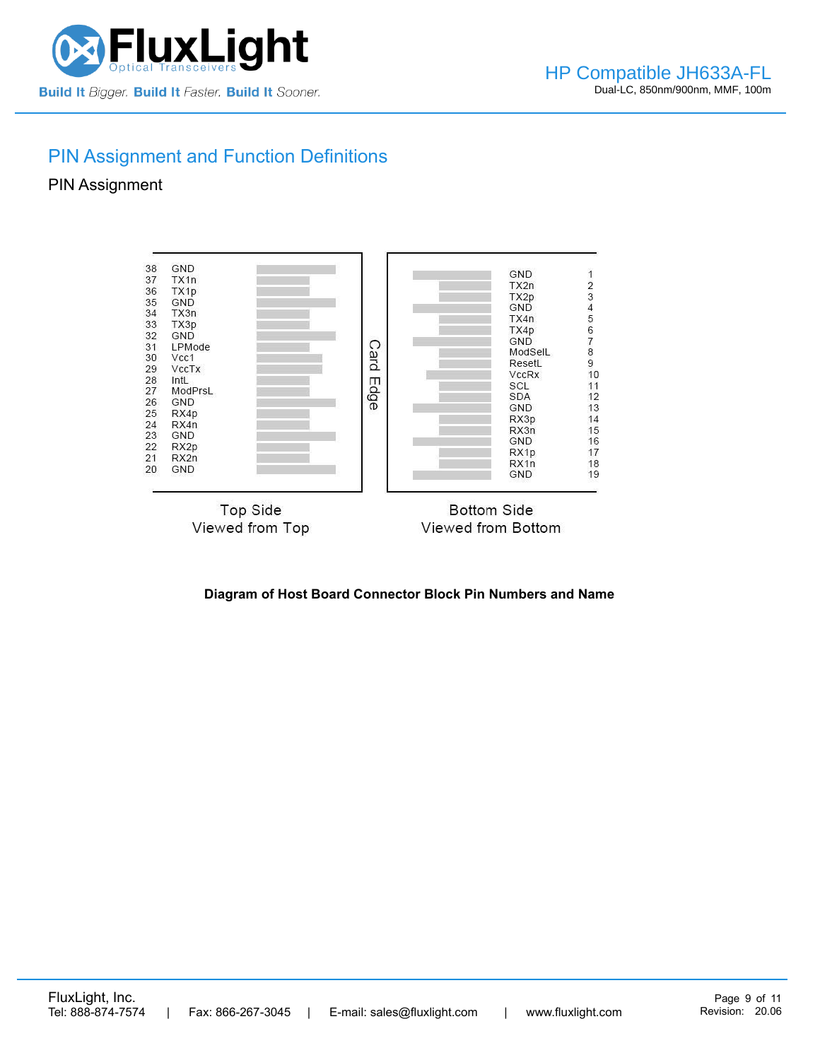## PIN Assignment and Function Definitions

### PIN Assignment

| Pin | Name (Top Side) |
|---|---|
| 38 | GND |
| 37 | TX1n |
| 36 | TX1p |
| 35 | GND |
| 34 | TX3n |
| 33 | TX3p |
| 32 | GND |
| 31 | LPMode |
| 30 | Vcc1 |
| 29 | VccTx |
| 28 | IntL |
| 27 | ModPrsL |
| 26 | GND |
| 25 | RX4p |
| 24 | RX4n |
| 23 | GND |
| 22 | RX2p |
| 21 | RX2n |
| 20 | GND |

Top Side
Viewed from Top

Card Edge

| Name (Bottom Side) | Pin |
|---|---|
| GND | 1 |
| TX2n | 2 |
| TX2p | 3 |
| GND | 4 |
| TX4n | 5 |
| TX4p | 6 |
| GND | 7 |
| ModSelL | 8 |
| ResetL | 9 |
| VccRx | 10 |
| SCL | 11 |
| SDA | 12 |
| GND | 13 |
| RX3p | 14 |
| RX3n | 15 |
| GND | 16 |
| RX1p | 17 |
| RX1n | 18 |
| GND | 19 |

Bottom Side
Viewed from Bottom

**Diagram of Host Board Connector Block Pin Numbers and Name**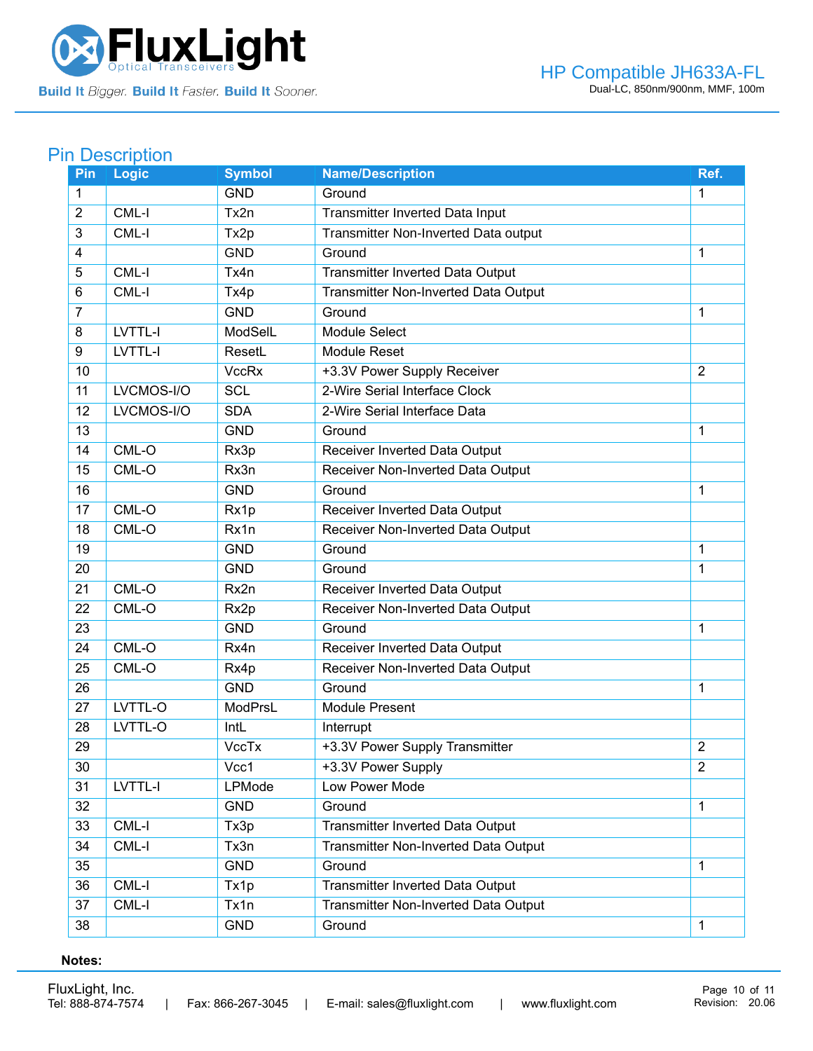## Pin Description

| Pin | Logic | Symbol | Name/Description | Ref. |
|---|---|---|---|---|
| 1 | | GND | Ground | 1 |
| 2 | CML-I | Tx2n | Transmitter Inverted Data Input | |
| 3 | CML-I | Tx2p | Transmitter Non-Inverted Data output | |
| 4 | | GND | Ground | 1 |
| 5 | CML-I | Tx4n | Transmitter Inverted Data Output | |
| 6 | CML-I | Tx4p | Transmitter Non-Inverted Data Output | |
| 7 | | GND | Ground | 1 |
| 8 | LVTTL-I | ModSelL | Module Select | |
| 9 | LVTTL-I | ResetL | Module Reset | |
| 10 | | VccRx | +3.3V Power Supply Receiver | 2 |
| 11 | LVCMOS-I/O | SCL | 2-Wire Serial Interface Clock | |
| 12 | LVCMOS-I/O | SDA | 2-Wire Serial Interface Data | |
| 13 | | GND | Ground | 1 |
| 14 | CML-O | Rx3p | Receiver Inverted Data Output | |
| 15 | CML-O | Rx3n | Receiver Non-Inverted Data Output | |
| 16 | | GND | Ground | 1 |
| 17 | CML-O | Rx1p | Receiver Inverted Data Output | |
| 18 | CML-O | Rx1n | Receiver Non-Inverted Data Output | |
| 19 | | GND | Ground | 1 |
| 20 | | GND | Ground | 1 |
| 21 | CML-O | Rx2n | Receiver Inverted Data Output | |
| 22 | CML-O | Rx2p | Receiver Non-Inverted Data Output | |
| 23 | | GND | Ground | 1 |
| 24 | CML-O | Rx4n | Receiver Inverted Data Output | |
| 25 | CML-O | Rx4p | Receiver Non-Inverted Data Output | |
| 26 | | GND | Ground | 1 |
| 27 | LVTTL-O | ModPrsL | Module Present | |
| 28 | LVTTL-O | IntL | Interrupt | |
| 29 | | VccTx | +3.3V Power Supply Transmitter | 2 |
| 30 | | Vcc1 | +3.3V Power Supply | 2 |
| 31 | LVTTL-I | LPMode | Low Power Mode | |
| 32 | | GND | Ground | 1 |
| 33 | CML-I | Tx3p | Transmitter Inverted Data Output | |
| 34 | CML-I | Tx3n | Transmitter Non-Inverted Data Output | |
| 35 | | GND | Ground | 1 |
| 36 | CML-I | Tx1p | Transmitter Inverted Data Output | |
| 37 | CML-I | Tx1n | Transmitter Non-Inverted Data Output | |
| 38 | | GND | Ground | 1 |

**Notes:**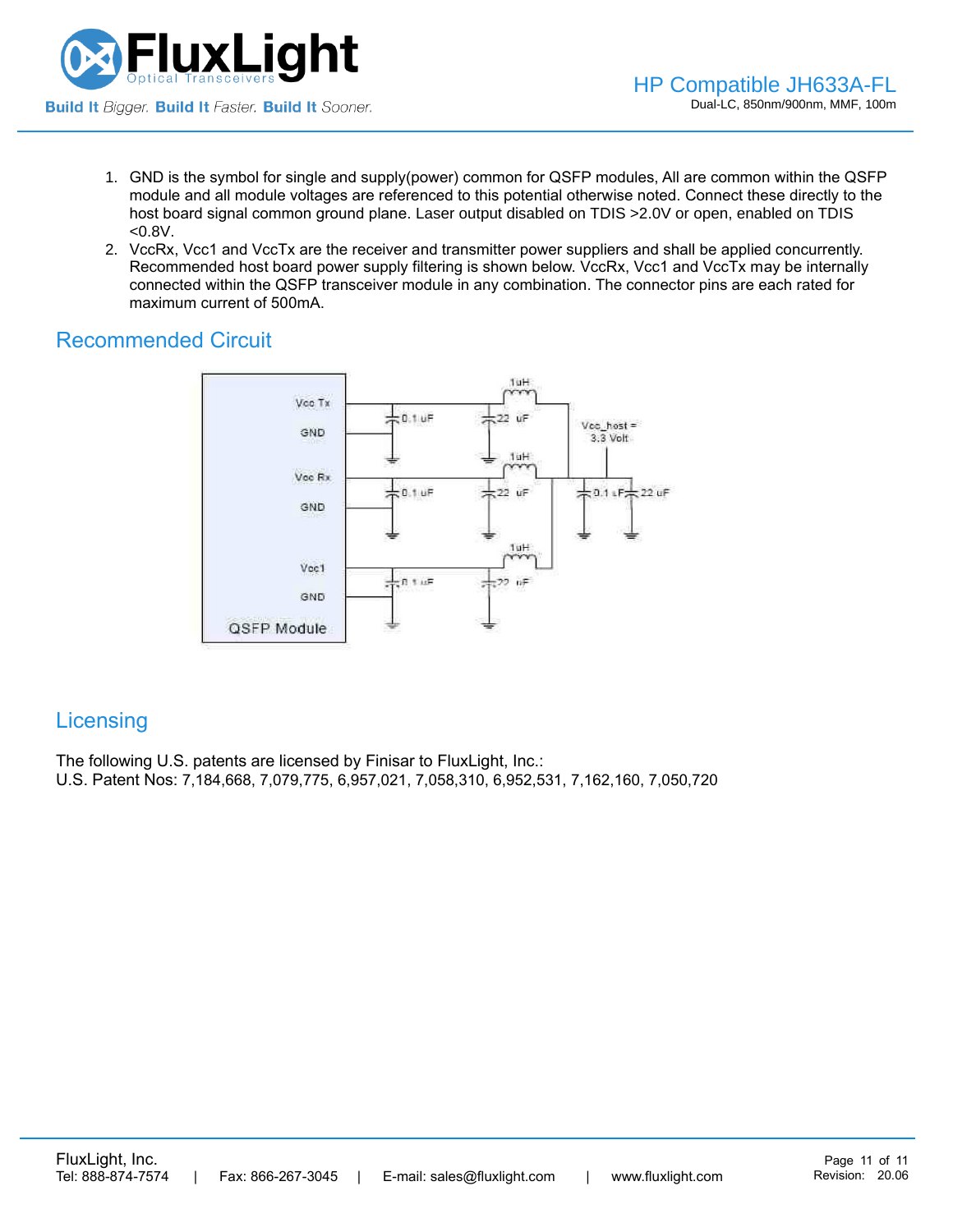1. GND is the symbol for single and supply(power) common for QSFP modules, All are common within the QSFP module and all module voltages are referenced to this potential otherwise noted. Connect these directly to the host board signal common ground plane. Laser output disabled on TDIS >2.0V or open, enabled on TDIS <0.8V.
2. VccRx, Vcc1 and VccTx are the receiver and transmitter power suppliers and shall be applied concurrently. Recommended host board power supply filtering is shown below. VccRx, Vcc1 and VccTx may be internally connected within the QSFP transceiver module in any combination. The connector pins are each rated for maximum current of 500mA.

## Recommended Circuit

Vcc Tx
GND
Vcc Rx
GND
Vcc1
GND
QSFP Module
1uH
0.1 uF
22 uF
Vcc_host = 3.3 Volt

## Licensing

The following U.S. patents are licensed by Finisar to FluxLight, Inc.:
U.S. Patent Nos: 7,184,668, 7,079,775, 6,957,021, 7,058,310, 6,952,531, 7,162,160, 7,050,720